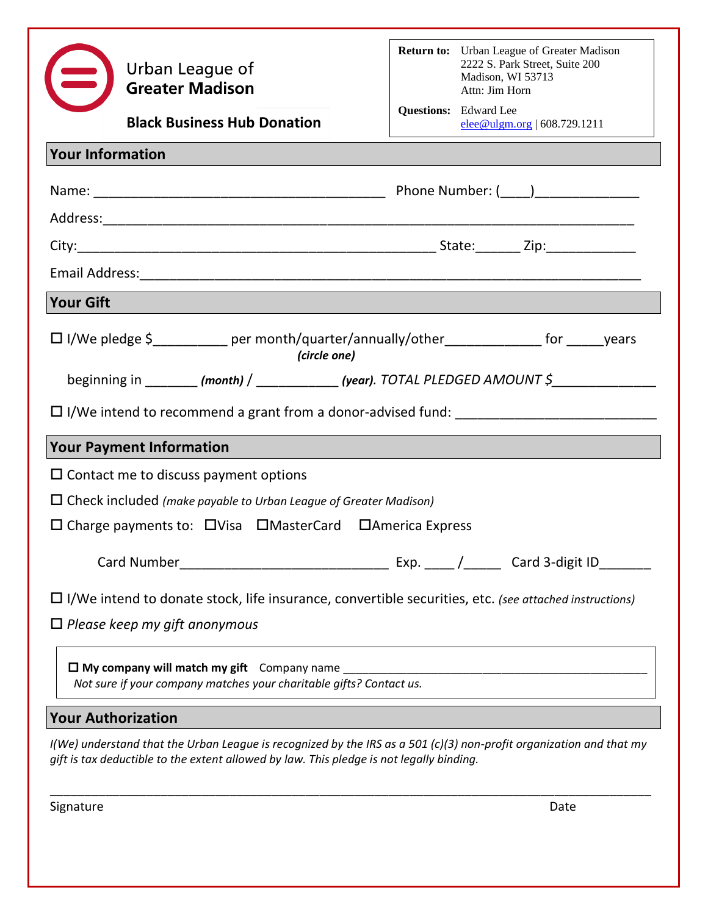Urban League of **Greater Madison**

**Black Business Hub Donation**

**Return to:** Urban League of Greater Madison
2222 S. Park Street, Suite 200
Madison, WI 53713
Attn: Jim Horn

**Questions:** Edward Lee
elee@ulgm.org | 608.729.1211

## Your Information

Name: ________________________________________ Phone Number: (____)______________

Address:__________________________________________________________________________

City:_________________________________________________ State:______ Zip:____________

Email Address:______________________________________________________________________

## Your Gift

☐ I/We pledge $__________ per month/quarter/annually/other_____________ for _____years
*(circle one)*

beginning in _______ ***(month)*** / ___________ ***(year)**. TOTAL PLEDGED AMOUNT $*______________

☐ I/We intend to recommend a grant from a donor-advised fund: ___________________________

## Your Payment Information

☐ Contact me to discuss payment options

☐ Check included *(make payable to Urban League of Greater Madison)*

☐ Charge payments to: ☐Visa ☐MasterCard ☐America Express

Card Number____________________________ Exp. ____ /_____ Card 3-digit ID_______

☐ I/We intend to donate stock, life insurance, convertible securities, etc. *(see attached instructions)*

☐ *Please keep my gift anonymous*

☐ **My company will match my gift** Company name ________________________________________________
*Not sure if your company matches your charitable gifts? Contact us.*

## Your Authorization

*I(We) understand that the Urban League is recognized by the IRS as a 501 (c)(3) non-profit organization and that my gift is tax deductible to the extent allowed by law. This pledge is not legally binding.*

__________________________________________________________________________________

Signature Date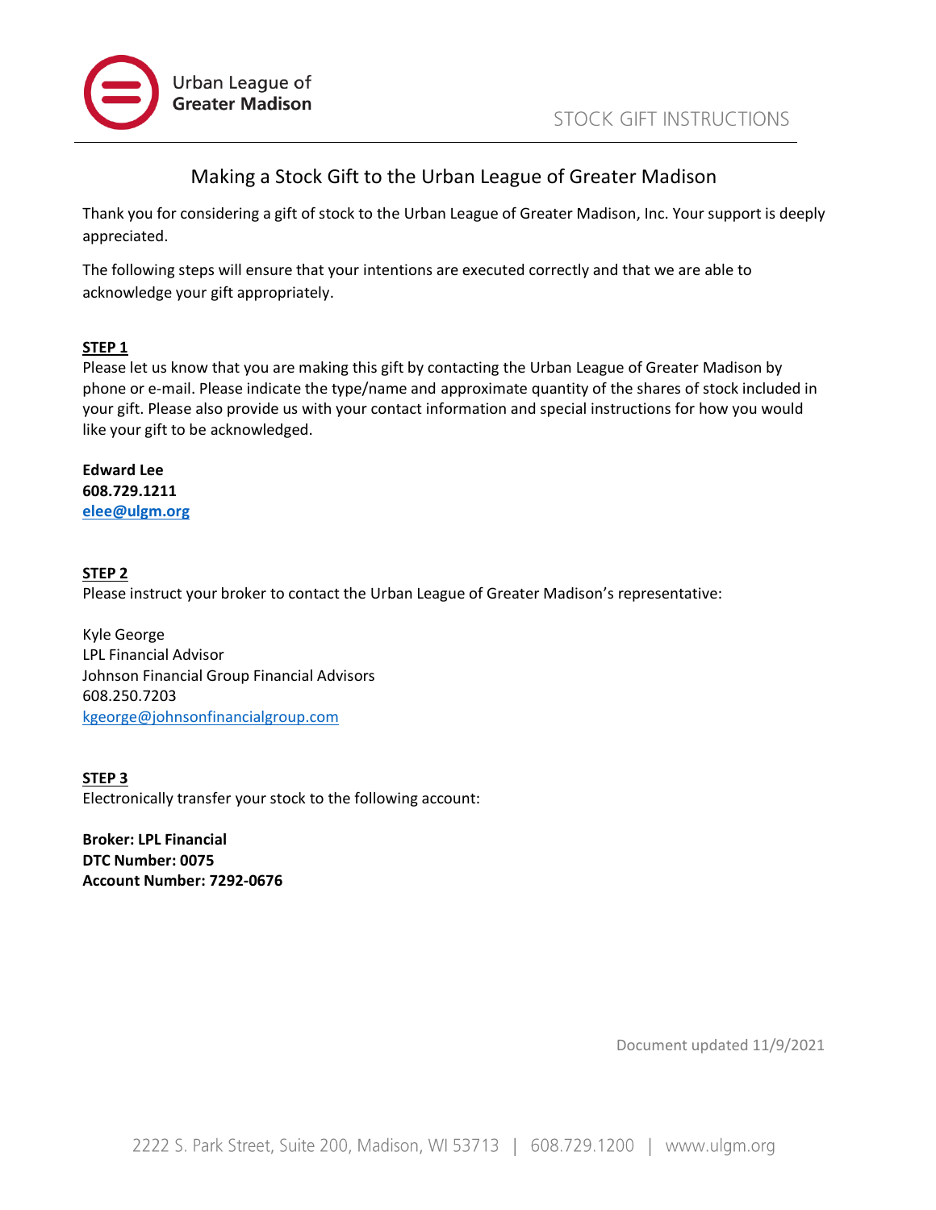Urban League of
**Greater Madison**

STOCK GIFT INSTRUCTIONS

# Making a Stock Gift to the Urban League of Greater Madison

Thank you for considering a gift of stock to the Urban League of Greater Madison, Inc. Your support is deeply appreciated.

The following steps will ensure that your intentions are executed correctly and that we are able to acknowledge your gift appropriately.

**STEP 1**

Please let us know that you are making this gift by contacting the Urban League of Greater Madison by phone or e-mail. Please indicate the type/name and approximate quantity of the shares of stock included in your gift. Please also provide us with your contact information and special instructions for how you would like your gift to be acknowledged.

**Edward Lee**
**608.729.1211**
**elee@ulgm.org**

**STEP 2**

Please instruct your broker to contact the Urban League of Greater Madison's representative:

Kyle George
LPL Financial Advisor
Johnson Financial Group Financial Advisors
608.250.7203
kgeorge@johnsonfinancialgroup.com

**STEP 3**

Electronically transfer your stock to the following account:

**Broker: LPL Financial**
**DTC Number: 0075**
**Account Number: 7292-0676**

Document updated 11/9/2021

2222 S. Park Street, Suite 200, Madison, WI 53713 | 608.729.1200 | www.ulgm.org